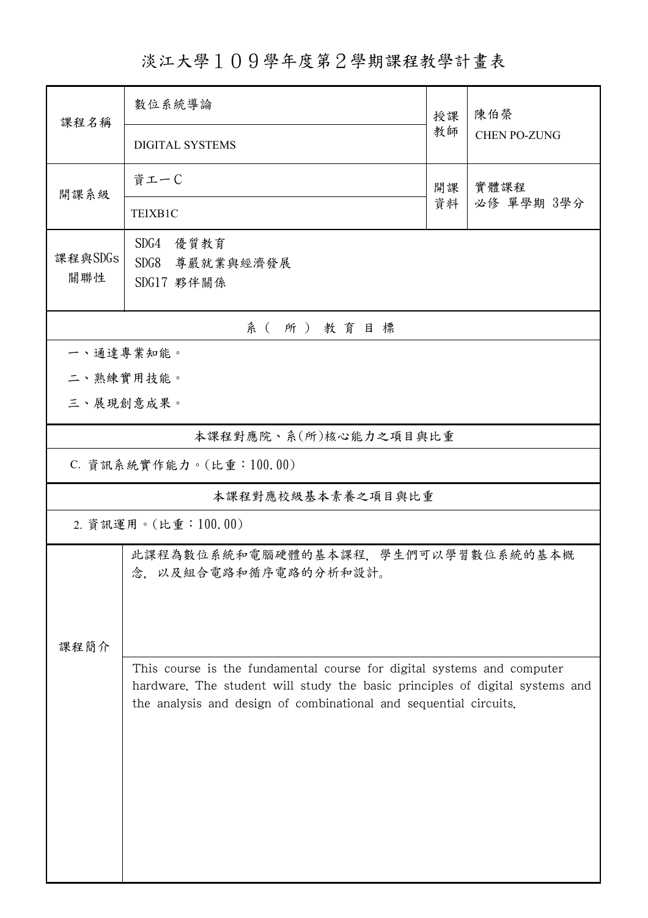# 淡江大學１０９學年度第２學期課程教學計畫表

| 課程名稱 | 數位系統導論 | 授課教師 | 陳伯榮 |
|---|---|---|---|
| | DIGITAL SYSTEMS | | CHEN PO-ZUNG |
| 開課系級 | 資工一C | 開課資料 | 實體課程<br>必修 單學期 3學分 |
| | TEIXB1C | | |
| 課程與SDGs關聯性 | SDG4 優質教育<br>SDG8 尊嚴就業與經濟發展<br>SDG17 夥伴關係 | | |

## 系（所）教育目標

一、通達專業知能。

二、熟練實用技能。

三、展現創意成果。

## 本課程對應院、系(所)核心能力之項目與比重

C. 資訊系統實作能力。(比重：100.00)

## 本課程對應校級基本素養之項目與比重

2. 資訊運用。(比重：100.00)

## 課程簡介

此課程為數位系統和電腦硬體的基本課程，學生們可以學習數位系統的基本概念，以及組合電路和循序電路的分析和設計。

This course is the fundamental course for digital systems and computer hardware. The student will study the basic principles of digital systems and the analysis and design of combinational and sequential circuits.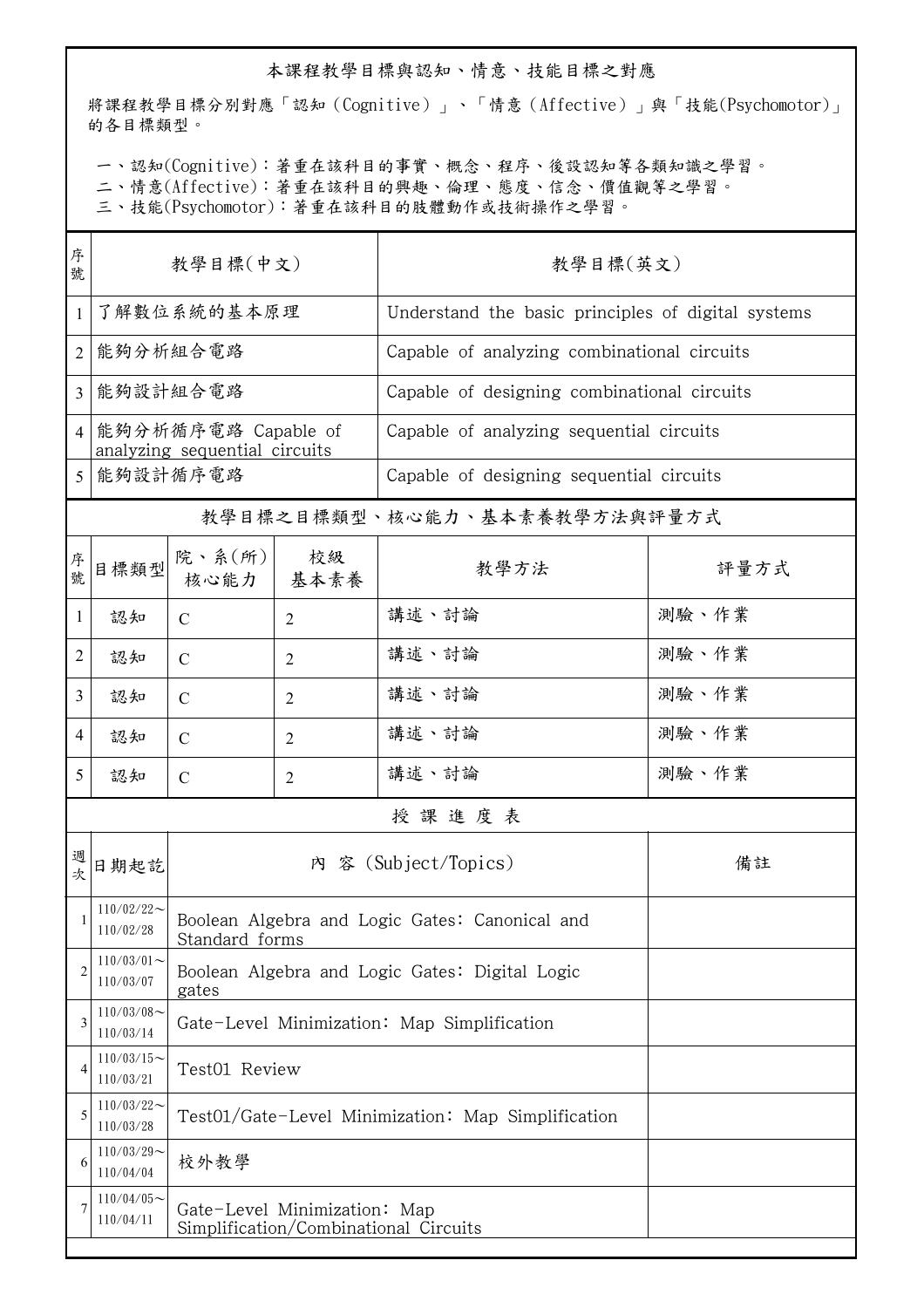## 本課程教學目標與認知、情意、技能目標之對應

將課程教學目標分別對應「認知（Cognitive）」、「情意（Affective）」與「技能(Psychomotor)」的各目標類型。

一、認知(Cognitive)：著重在該科目的事實、概念、程序、後設認知等各類知識之學習。
二、情意(Affective)：著重在該科目的興趣、倫理、態度、信念、價值觀等之學習。
三、技能(Psychomotor)：著重在該科目的肢體動作或技術操作之學習。

| 序號 | 教學目標(中文) | 教學目標(英文) |
|---|---|---|
| 1 | 了解數位系統的基本原理 | Understand the basic principles of digital systems |
| 2 | 能夠分析組合電路 | Capable of analyzing combinational circuits |
| 3 | 能夠設計組合電路 | Capable of designing combinational circuits |
| 4 | 能夠分析循序電路 Capable of analyzing sequential circuits | Capable of analyzing sequential circuits |
| 5 | 能夠設計循序電路 | Capable of designing sequential circuits |

## 教學目標之目標類型、核心能力、基本素養教學方法與評量方式

| 序號 | 目標類型 | 院、系(所)核心能力 | 校級基本素養 | 教學方法 | 評量方式 |
|---|---|---|---|---|---|
| 1 | 認知 | C | 2 | 講述、討論 | 測驗、作業 |
| 2 | 認知 | C | 2 | 講述、討論 | 測驗、作業 |
| 3 | 認知 | C | 2 | 講述、討論 | 測驗、作業 |
| 4 | 認知 | C | 2 | 講述、討論 | 測驗、作業 |
| 5 | 認知 | C | 2 | 講述、討論 | 測驗、作業 |

## 授課進度表

| 週次 | 日期起訖 | 內 容 (Subject/Topics) | 備註 |
|---|---|---|---|
| 1 | 110/02/22～110/02/28 | Boolean Algebra and Logic Gates: Canonical and Standard forms | |
| 2 | 110/03/01～110/03/07 | Boolean Algebra and Logic Gates: Digital Logic gates | |
| 3 | 110/03/08～110/03/14 | Gate-Level Minimization: Map Simplification | |
| 4 | 110/03/15～110/03/21 | Test01 Review | |
| 5 | 110/03/22～110/03/28 | Test01/Gate-Level Minimization: Map Simplification | |
| 6 | 110/03/29～110/04/04 | 校外教學 | |
| 7 | 110/04/05～110/04/11 | Gate-Level Minimization: Map Simplification/Combinational Circuits | |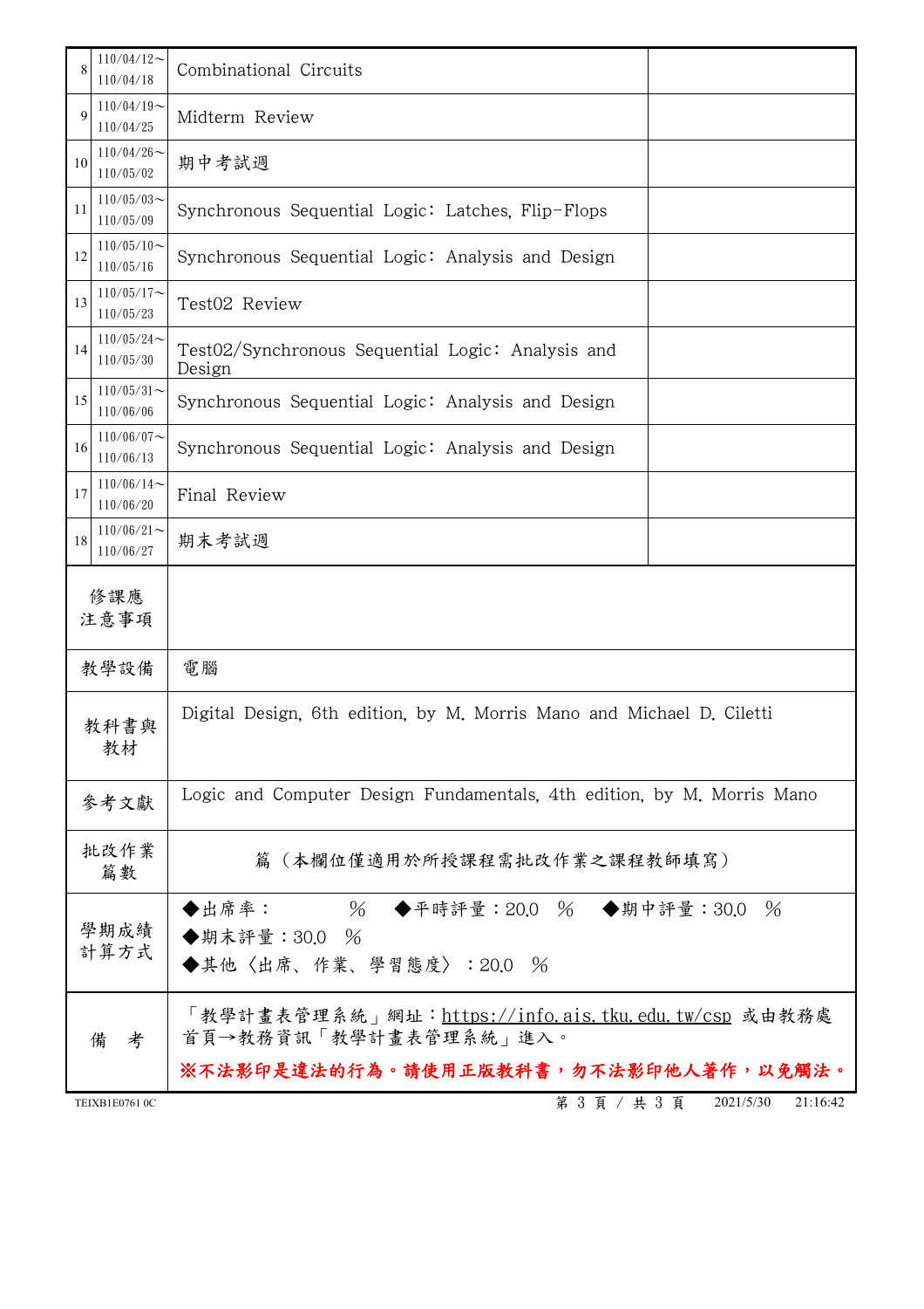| | | | |
|---|---|---|---|
| 8 | 110/04/12～<br>110/04/18 | Combinational Circuits | |
| 9 | 110/04/19～<br>110/04/25 | Midterm Review | |
| 10 | 110/04/26～<br>110/05/02 | 期中考試週 | |
| 11 | 110/05/03～<br>110/05/09 | Synchronous Sequential Logic: Latches, Flip-Flops | |
| 12 | 110/05/10～<br>110/05/16 | Synchronous Sequential Logic: Analysis and Design | |
| 13 | 110/05/17～<br>110/05/23 | Test02 Review | |
| 14 | 110/05/24～<br>110/05/30 | Test02/Synchronous Sequential Logic: Analysis and Design | |
| 15 | 110/05/31～<br>110/06/06 | Synchronous Sequential Logic: Analysis and Design | |
| 16 | 110/06/07～<br>110/06/13 | Synchronous Sequential Logic: Analysis and Design | |
| 17 | 110/06/14～<br>110/06/20 | Final Review | |
| 18 | 110/06/21～<br>110/06/27 | 期末考試週 | |

| | |
|---|---|
| 修課應注意事項 | |
| 教學設備 | 電腦 |
| 教科書與教材 | Digital Design, 6th edition, by M. Morris Mano and Michael D. Ciletti |
| 參考文獻 | Logic and Computer Design Fundamentals, 4th edition, by M. Morris Mano |
| 批改作業篇數 | 篇（本欄位僅適用於所授課程需批改作業之課程教師填寫） |
| 學期成績計算方式 | ◆出席率：　　% ◆平時評量：20.0 % ◆期中評量：30.0 %<br>◆期末評量：30.0 %<br>◆其他〈出席、作業、學習態度〉：20.0 % |
| 備　考 | 「教學計畫表管理系統」網址：https://info.ais.tku.edu.tw/csp 或由教務處首頁→教務資訊「教學計畫表管理系統」進入。<br>**※不法影印是違法的行為。請使用正版教科書，勿不法影印他人著作，以免觸法。** |

TEIXB1E0761 0C